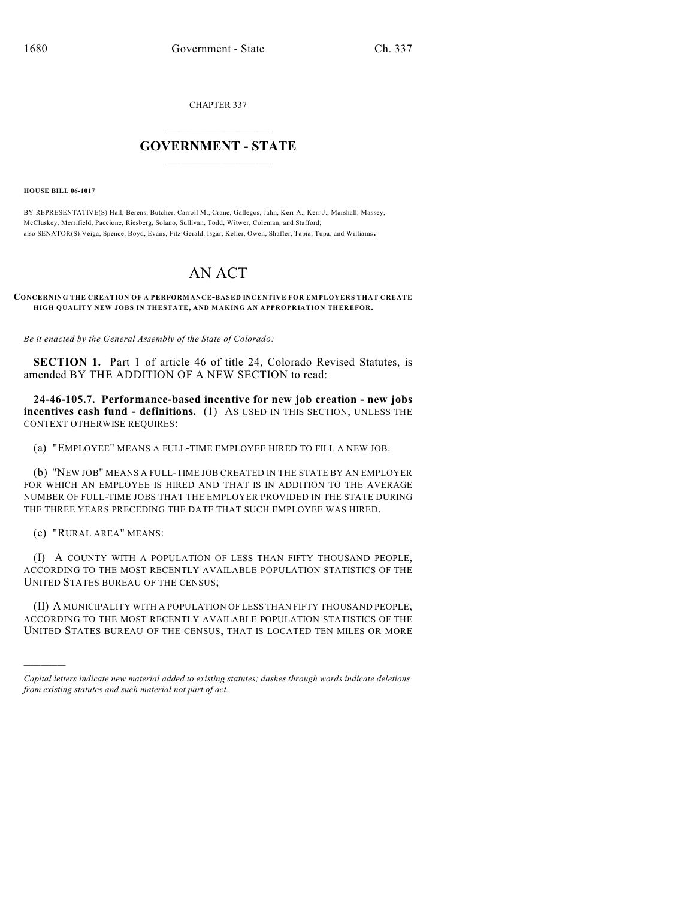CHAPTER 337

# GOVERNMENT - STATE

**HOUSE BILL 06-1017**

BY REPRESENTATIVE(S) Hall, Berens, Butcher, Carroll M., Crane, Gallegos, Jahn, Kerr A., Kerr J., Marshall, Massey, McCluskey, Merrifield, Paccione, Riesberg, Solano, Sullivan, Todd, Witwer, Coleman, and Stafford;
also SENATOR(S) Veiga, Spence, Boyd, Evans, Fitz-Gerald, Isgar, Keller, Owen, Shaffer, Tapia, Tupa, and Williams.

# AN ACT

**CONCERNING THE CREATION OF A PERFORMANCE-BASED INCENTIVE FOR EMPLOYERS THAT CREATE HIGH QUALITY NEW JOBS IN THESTATE, AND MAKING AN APPROPRIATION THEREFOR.**

*Be it enacted by the General Assembly of the State of Colorado:*

**SECTION 1.** Part 1 of article 46 of title 24, Colorado Revised Statutes, is amended BY THE ADDITION OF A NEW SECTION to read:

**24-46-105.7. Performance-based incentive for new job creation - new jobs incentives cash fund - definitions.** (1) AS USED IN THIS SECTION, UNLESS THE CONTEXT OTHERWISE REQUIRES:

(a) "EMPLOYEE" MEANS A FULL-TIME EMPLOYEE HIRED TO FILL A NEW JOB.

(b) "NEW JOB" MEANS A FULL-TIME JOB CREATED IN THE STATE BY AN EMPLOYER FOR WHICH AN EMPLOYEE IS HIRED AND THAT IS IN ADDITION TO THE AVERAGE NUMBER OF FULL-TIME JOBS THAT THE EMPLOYER PROVIDED IN THE STATE DURING THE THREE YEARS PRECEDING THE DATE THAT SUCH EMPLOYEE WAS HIRED.

(c) "RURAL AREA" MEANS:

(I) A COUNTY WITH A POPULATION OF LESS THAN FIFTY THOUSAND PEOPLE, ACCORDING TO THE MOST RECENTLY AVAILABLE POPULATION STATISTICS OF THE UNITED STATES BUREAU OF THE CENSUS;

(II) A MUNICIPALITY WITH A POPULATION OF LESS THAN FIFTY THOUSAND PEOPLE, ACCORDING TO THE MOST RECENTLY AVAILABLE POPULATION STATISTICS OF THE UNITED STATES BUREAU OF THE CENSUS, THAT IS LOCATED TEN MILES OR MORE

---

*Capital letters indicate new material added to existing statutes; dashes through words indicate deletions from existing statutes and such material not part of act.*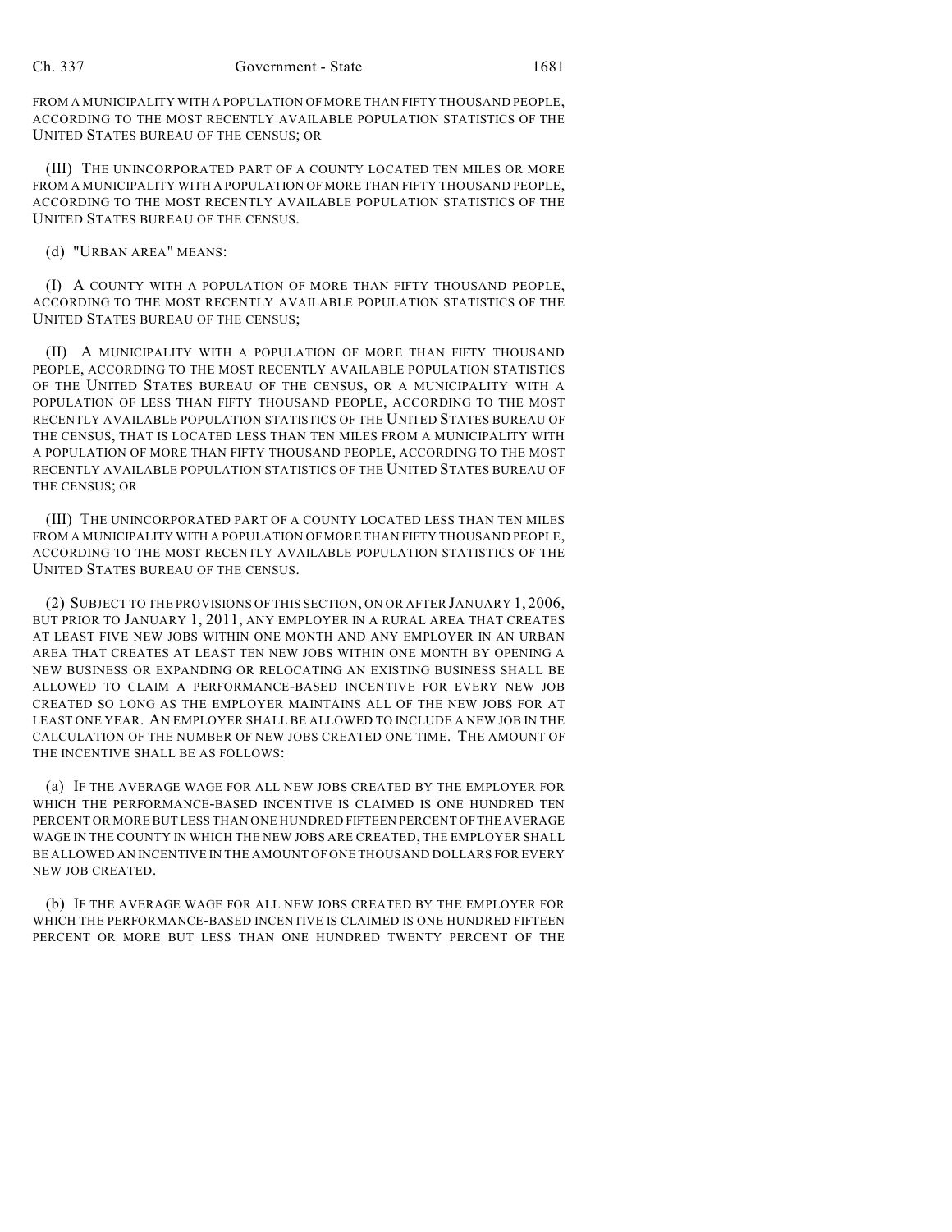FROM A MUNICIPALITY WITH A POPULATION OF MORE THAN FIFTY THOUSAND PEOPLE, ACCORDING TO THE MOST RECENTLY AVAILABLE POPULATION STATISTICS OF THE UNITED STATES BUREAU OF THE CENSUS; OR

(III) THE UNINCORPORATED PART OF A COUNTY LOCATED TEN MILES OR MORE FROM A MUNICIPALITY WITH A POPULATION OF MORE THAN FIFTY THOUSAND PEOPLE, ACCORDING TO THE MOST RECENTLY AVAILABLE POPULATION STATISTICS OF THE UNITED STATES BUREAU OF THE CENSUS.

(d) "URBAN AREA" MEANS:

(I) A COUNTY WITH A POPULATION OF MORE THAN FIFTY THOUSAND PEOPLE, ACCORDING TO THE MOST RECENTLY AVAILABLE POPULATION STATISTICS OF THE UNITED STATES BUREAU OF THE CENSUS;

(II) A MUNICIPALITY WITH A POPULATION OF MORE THAN FIFTY THOUSAND PEOPLE, ACCORDING TO THE MOST RECENTLY AVAILABLE POPULATION STATISTICS OF THE UNITED STATES BUREAU OF THE CENSUS, OR A MUNICIPALITY WITH A POPULATION OF LESS THAN FIFTY THOUSAND PEOPLE, ACCORDING TO THE MOST RECENTLY AVAILABLE POPULATION STATISTICS OF THE UNITED STATES BUREAU OF THE CENSUS, THAT IS LOCATED LESS THAN TEN MILES FROM A MUNICIPALITY WITH A POPULATION OF MORE THAN FIFTY THOUSAND PEOPLE, ACCORDING TO THE MOST RECENTLY AVAILABLE POPULATION STATISTICS OF THE UNITED STATES BUREAU OF THE CENSUS; OR

(III) THE UNINCORPORATED PART OF A COUNTY LOCATED LESS THAN TEN MILES FROM A MUNICIPALITY WITH A POPULATION OF MORE THAN FIFTY THOUSAND PEOPLE, ACCORDING TO THE MOST RECENTLY AVAILABLE POPULATION STATISTICS OF THE UNITED STATES BUREAU OF THE CENSUS.

(2) SUBJECT TO THE PROVISIONS OF THIS SECTION, ON OR AFTER JANUARY 1, 2006, BUT PRIOR TO JANUARY 1, 2011, ANY EMPLOYER IN A RURAL AREA THAT CREATES AT LEAST FIVE NEW JOBS WITHIN ONE MONTH AND ANY EMPLOYER IN AN URBAN AREA THAT CREATES AT LEAST TEN NEW JOBS WITHIN ONE MONTH BY OPENING A NEW BUSINESS OR EXPANDING OR RELOCATING AN EXISTING BUSINESS SHALL BE ALLOWED TO CLAIM A PERFORMANCE-BASED INCENTIVE FOR EVERY NEW JOB CREATED SO LONG AS THE EMPLOYER MAINTAINS ALL OF THE NEW JOBS FOR AT LEAST ONE YEAR. AN EMPLOYER SHALL BE ALLOWED TO INCLUDE A NEW JOB IN THE CALCULATION OF THE NUMBER OF NEW JOBS CREATED ONE TIME. THE AMOUNT OF THE INCENTIVE SHALL BE AS FOLLOWS:

(a) IF THE AVERAGE WAGE FOR ALL NEW JOBS CREATED BY THE EMPLOYER FOR WHICH THE PERFORMANCE-BASED INCENTIVE IS CLAIMED IS ONE HUNDRED TEN PERCENT OR MORE BUT LESS THAN ONE HUNDRED FIFTEEN PERCENT OF THE AVERAGE WAGE IN THE COUNTY IN WHICH THE NEW JOBS ARE CREATED, THE EMPLOYER SHALL BE ALLOWED AN INCENTIVE IN THE AMOUNT OF ONE THOUSAND DOLLARS FOR EVERY NEW JOB CREATED.

(b) IF THE AVERAGE WAGE FOR ALL NEW JOBS CREATED BY THE EMPLOYER FOR WHICH THE PERFORMANCE-BASED INCENTIVE IS CLAIMED IS ONE HUNDRED FIFTEEN PERCENT OR MORE BUT LESS THAN ONE HUNDRED TWENTY PERCENT OF THE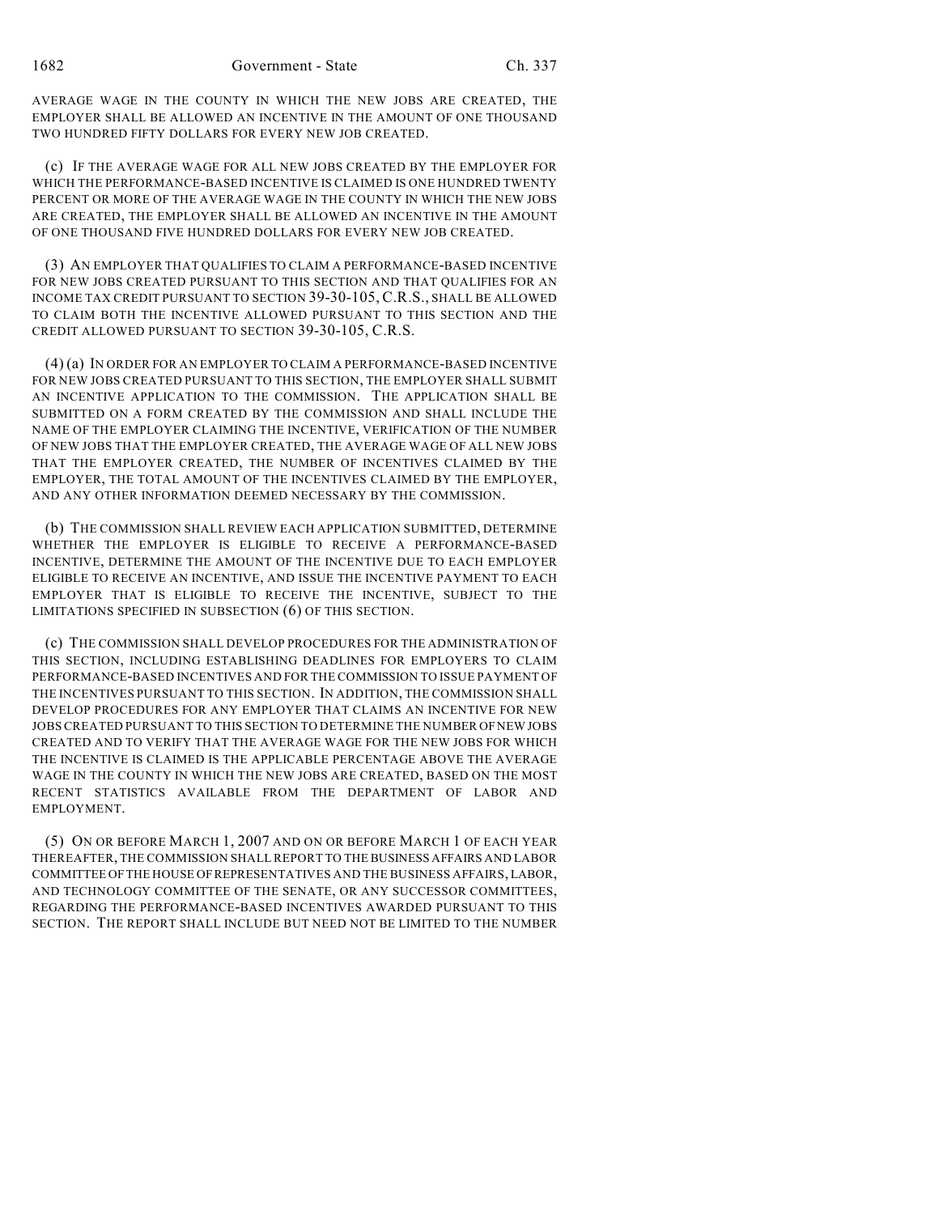AVERAGE WAGE IN THE COUNTY IN WHICH THE NEW JOBS ARE CREATED, THE EMPLOYER SHALL BE ALLOWED AN INCENTIVE IN THE AMOUNT OF ONE THOUSAND TWO HUNDRED FIFTY DOLLARS FOR EVERY NEW JOB CREATED.

(c) IF THE AVERAGE WAGE FOR ALL NEW JOBS CREATED BY THE EMPLOYER FOR WHICH THE PERFORMANCE-BASED INCENTIVE IS CLAIMED IS ONE HUNDRED TWENTY PERCENT OR MORE OF THE AVERAGE WAGE IN THE COUNTY IN WHICH THE NEW JOBS ARE CREATED, THE EMPLOYER SHALL BE ALLOWED AN INCENTIVE IN THE AMOUNT OF ONE THOUSAND FIVE HUNDRED DOLLARS FOR EVERY NEW JOB CREATED.

(3) AN EMPLOYER THAT QUALIFIES TO CLAIM A PERFORMANCE-BASED INCENTIVE FOR NEW JOBS CREATED PURSUANT TO THIS SECTION AND THAT QUALIFIES FOR AN INCOME TAX CREDIT PURSUANT TO SECTION 39-30-105, C.R.S., SHALL BE ALLOWED TO CLAIM BOTH THE INCENTIVE ALLOWED PURSUANT TO THIS SECTION AND THE CREDIT ALLOWED PURSUANT TO SECTION 39-30-105, C.R.S.

(4) (a) IN ORDER FOR AN EMPLOYER TO CLAIM A PERFORMANCE-BASED INCENTIVE FOR NEW JOBS CREATED PURSUANT TO THIS SECTION, THE EMPLOYER SHALL SUBMIT AN INCENTIVE APPLICATION TO THE COMMISSION. THE APPLICATION SHALL BE SUBMITTED ON A FORM CREATED BY THE COMMISSION AND SHALL INCLUDE THE NAME OF THE EMPLOYER CLAIMING THE INCENTIVE, VERIFICATION OF THE NUMBER OF NEW JOBS THAT THE EMPLOYER CREATED, THE AVERAGE WAGE OF ALL NEW JOBS THAT THE EMPLOYER CREATED, THE NUMBER OF INCENTIVES CLAIMED BY THE EMPLOYER, THE TOTAL AMOUNT OF THE INCENTIVES CLAIMED BY THE EMPLOYER, AND ANY OTHER INFORMATION DEEMED NECESSARY BY THE COMMISSION.

(b) THE COMMISSION SHALL REVIEW EACH APPLICATION SUBMITTED, DETERMINE WHETHER THE EMPLOYER IS ELIGIBLE TO RECEIVE A PERFORMANCE-BASED INCENTIVE, DETERMINE THE AMOUNT OF THE INCENTIVE DUE TO EACH EMPLOYER ELIGIBLE TO RECEIVE AN INCENTIVE, AND ISSUE THE INCENTIVE PAYMENT TO EACH EMPLOYER THAT IS ELIGIBLE TO RECEIVE THE INCENTIVE, SUBJECT TO THE LIMITATIONS SPECIFIED IN SUBSECTION (6) OF THIS SECTION.

(c) THE COMMISSION SHALL DEVELOP PROCEDURES FOR THE ADMINISTRATION OF THIS SECTION, INCLUDING ESTABLISHING DEADLINES FOR EMPLOYERS TO CLAIM PERFORMANCE-BASED INCENTIVES AND FOR THE COMMISSION TO ISSUE PAYMENT OF THE INCENTIVES PURSUANT TO THIS SECTION. IN ADDITION, THE COMMISSION SHALL DEVELOP PROCEDURES FOR ANY EMPLOYER THAT CLAIMS AN INCENTIVE FOR NEW JOBS CREATED PURSUANT TO THIS SECTION TO DETERMINE THE NUMBER OF NEW JOBS CREATED AND TO VERIFY THAT THE AVERAGE WAGE FOR THE NEW JOBS FOR WHICH THE INCENTIVE IS CLAIMED IS THE APPLICABLE PERCENTAGE ABOVE THE AVERAGE WAGE IN THE COUNTY IN WHICH THE NEW JOBS ARE CREATED, BASED ON THE MOST RECENT STATISTICS AVAILABLE FROM THE DEPARTMENT OF LABOR AND EMPLOYMENT.

(5) ON OR BEFORE MARCH 1, 2007 AND ON OR BEFORE MARCH 1 OF EACH YEAR THEREAFTER, THE COMMISSION SHALL REPORT TO THE BUSINESS AFFAIRS AND LABOR COMMITTEE OF THE HOUSE OF REPRESENTATIVES AND THE BUSINESS AFFAIRS, LABOR, AND TECHNOLOGY COMMITTEE OF THE SENATE, OR ANY SUCCESSOR COMMITTEES, REGARDING THE PERFORMANCE-BASED INCENTIVES AWARDED PURSUANT TO THIS SECTION. THE REPORT SHALL INCLUDE BUT NEED NOT BE LIMITED TO THE NUMBER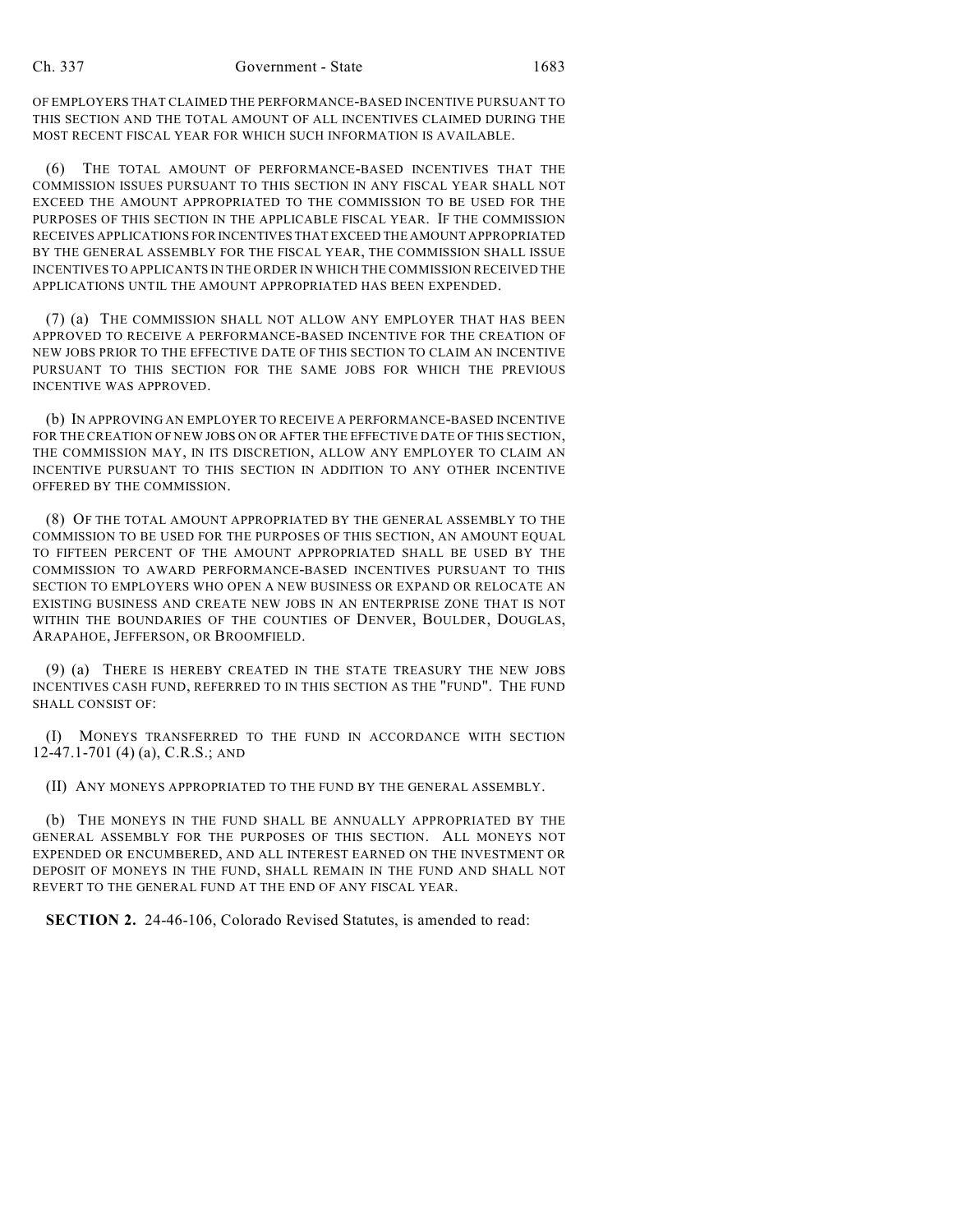OF EMPLOYERS THAT CLAIMED THE PERFORMANCE-BASED INCENTIVE PURSUANT TO THIS SECTION AND THE TOTAL AMOUNT OF ALL INCENTIVES CLAIMED DURING THE MOST RECENT FISCAL YEAR FOR WHICH SUCH INFORMATION IS AVAILABLE.

(6) THE TOTAL AMOUNT OF PERFORMANCE-BASED INCENTIVES THAT THE COMMISSION ISSUES PURSUANT TO THIS SECTION IN ANY FISCAL YEAR SHALL NOT EXCEED THE AMOUNT APPROPRIATED TO THE COMMISSION TO BE USED FOR THE PURPOSES OF THIS SECTION IN THE APPLICABLE FISCAL YEAR. IF THE COMMISSION RECEIVES APPLICATIONS FOR INCENTIVES THAT EXCEED THE AMOUNT APPROPRIATED BY THE GENERAL ASSEMBLY FOR THE FISCAL YEAR, THE COMMISSION SHALL ISSUE INCENTIVES TO APPLICANTS IN THE ORDER IN WHICH THE COMMISSION RECEIVED THE APPLICATIONS UNTIL THE AMOUNT APPROPRIATED HAS BEEN EXPENDED.

(7) (a) THE COMMISSION SHALL NOT ALLOW ANY EMPLOYER THAT HAS BEEN APPROVED TO RECEIVE A PERFORMANCE-BASED INCENTIVE FOR THE CREATION OF NEW JOBS PRIOR TO THE EFFECTIVE DATE OF THIS SECTION TO CLAIM AN INCENTIVE PURSUANT TO THIS SECTION FOR THE SAME JOBS FOR WHICH THE PREVIOUS INCENTIVE WAS APPROVED.

(b) IN APPROVING AN EMPLOYER TO RECEIVE A PERFORMANCE-BASED INCENTIVE FOR THE CREATION OF NEW JOBS ON OR AFTER THE EFFECTIVE DATE OF THIS SECTION, THE COMMISSION MAY, IN ITS DISCRETION, ALLOW ANY EMPLOYER TO CLAIM AN INCENTIVE PURSUANT TO THIS SECTION IN ADDITION TO ANY OTHER INCENTIVE OFFERED BY THE COMMISSION.

(8) OF THE TOTAL AMOUNT APPROPRIATED BY THE GENERAL ASSEMBLY TO THE COMMISSION TO BE USED FOR THE PURPOSES OF THIS SECTION, AN AMOUNT EQUAL TO FIFTEEN PERCENT OF THE AMOUNT APPROPRIATED SHALL BE USED BY THE COMMISSION TO AWARD PERFORMANCE-BASED INCENTIVES PURSUANT TO THIS SECTION TO EMPLOYERS WHO OPEN A NEW BUSINESS OR EXPAND OR RELOCATE AN EXISTING BUSINESS AND CREATE NEW JOBS IN AN ENTERPRISE ZONE THAT IS NOT WITHIN THE BOUNDARIES OF THE COUNTIES OF DENVER, BOULDER, DOUGLAS, ARAPAHOE, JEFFERSON, OR BROOMFIELD.

(9) (a) THERE IS HEREBY CREATED IN THE STATE TREASURY THE NEW JOBS INCENTIVES CASH FUND, REFERRED TO IN THIS SECTION AS THE "FUND". THE FUND SHALL CONSIST OF:

(I) MONEYS TRANSFERRED TO THE FUND IN ACCORDANCE WITH SECTION 12-47.1-701 (4) (a), C.R.S.; AND

(II) ANY MONEYS APPROPRIATED TO THE FUND BY THE GENERAL ASSEMBLY.

(b) THE MONEYS IN THE FUND SHALL BE ANNUALLY APPROPRIATED BY THE GENERAL ASSEMBLY FOR THE PURPOSES OF THIS SECTION. ALL MONEYS NOT EXPENDED OR ENCUMBERED, AND ALL INTEREST EARNED ON THE INVESTMENT OR DEPOSIT OF MONEYS IN THE FUND, SHALL REMAIN IN THE FUND AND SHALL NOT REVERT TO THE GENERAL FUND AT THE END OF ANY FISCAL YEAR.

**SECTION 2.** 24-46-106, Colorado Revised Statutes, is amended to read: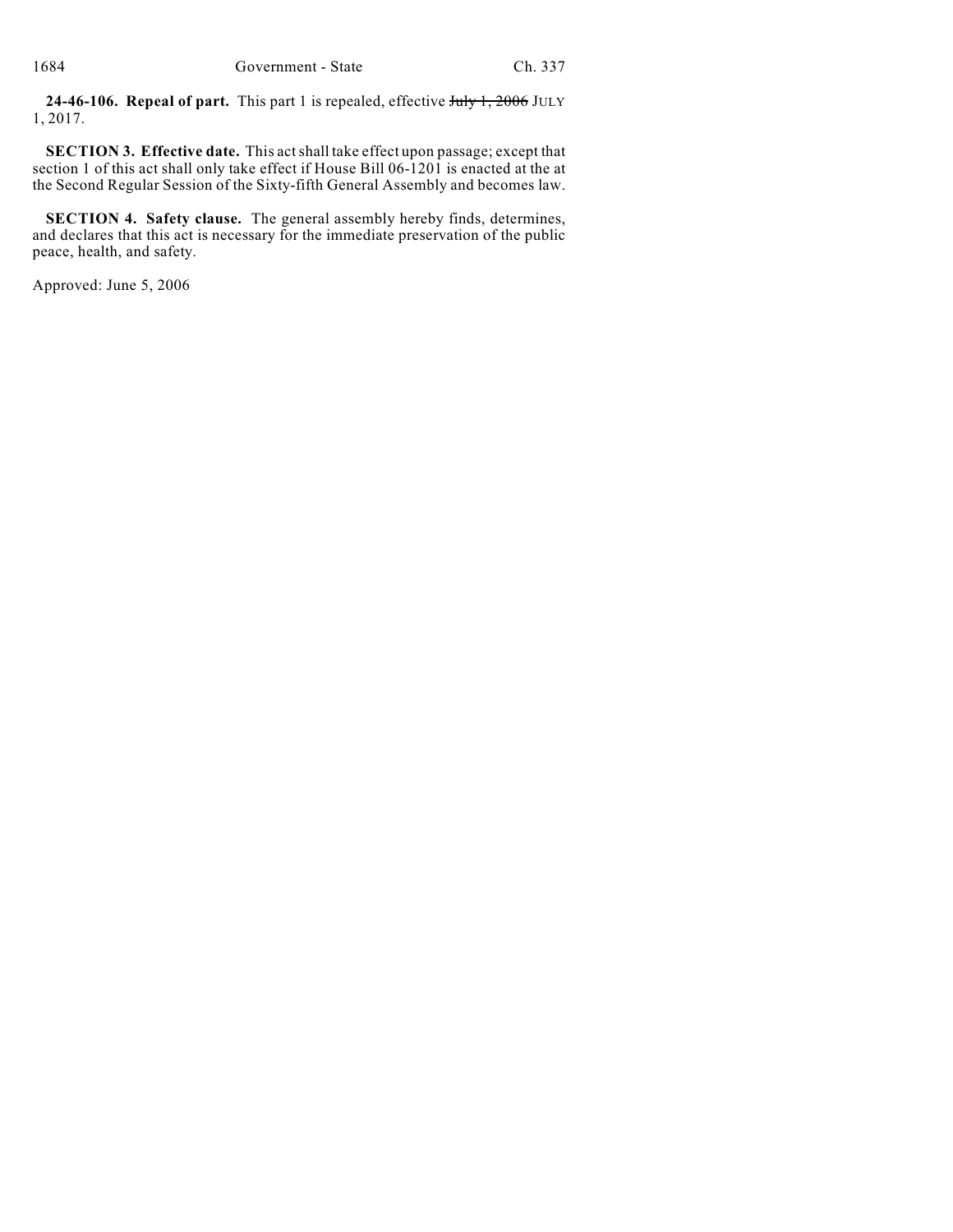**24-46-106. Repeal of part.** This part 1 is repealed, effective ~~July 1, 2006~~ JULY 1, 2017.

**SECTION 3. Effective date.** This act shall take effect upon passage; except that section 1 of this act shall only take effect if House Bill 06-1201 is enacted at the at the Second Regular Session of the Sixty-fifth General Assembly and becomes law.

**SECTION 4. Safety clause.** The general assembly hereby finds, determines, and declares that this act is necessary for the immediate preservation of the public peace, health, and safety.

Approved: June 5, 2006